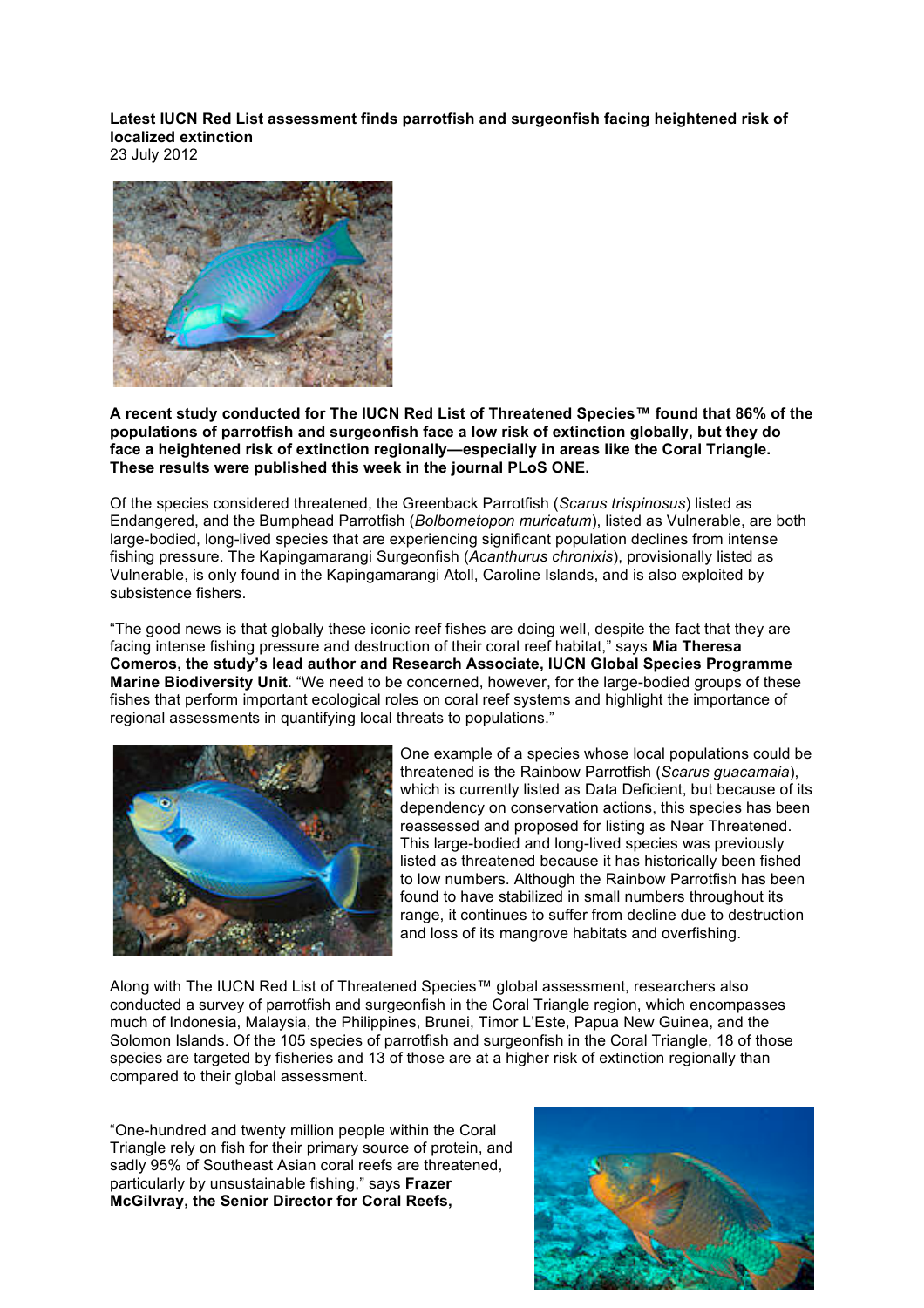**Latest IUCN Red List assessment finds parrotfish and surgeonfish facing heightened risk of localized extinction**
23 July 2012

**A recent study conducted for The IUCN Red List of Threatened Species™ found that 86% of the populations of parrotfish and surgeonfish face a low risk of extinction globally, but they do face a heightened risk of extinction regionally—especially in areas like the Coral Triangle. These results were published this week in the journal PLoS ONE.**

Of the species considered threatened, the Greenback Parrotfish (*Scarus trispinosus*) listed as Endangered, and the Bumphead Parrotfish (*Bolbometopon muricatum*), listed as Vulnerable, are both large-bodied, long-lived species that are experiencing significant population declines from intense fishing pressure. The Kapingamarangi Surgeonfish (*Acanthurus chronixis*), provisionally listed as Vulnerable, is only found in the Kapingamarangi Atoll, Caroline Islands, and is also exploited by subsistence fishers.

"The good news is that globally these iconic reef fishes are doing well, despite the fact that they are facing intense fishing pressure and destruction of their coral reef habitat," says **Mia Theresa Comeros, the study's lead author and Research Associate, IUCN Global Species Programme Marine Biodiversity Unit**. "We need to be concerned, however, for the large-bodied groups of these fishes that perform important ecological roles on coral reef systems and highlight the importance of regional assessments in quantifying local threats to populations."

One example of a species whose local populations could be threatened is the Rainbow Parrotfish (*Scarus guacamaia*), which is currently listed as Data Deficient, but because of its dependency on conservation actions, this species has been reassessed and proposed for listing as Near Threatened. This large-bodied and long-lived species was previously listed as threatened because it has historically been fished to low numbers. Although the Rainbow Parrotfish has been found to have stabilized in small numbers throughout its range, it continues to suffer from decline due to destruction and loss of its mangrove habitats and overfishing.

Along with The IUCN Red List of Threatened Species™ global assessment, researchers also conducted a survey of parrotfish and surgeonfish in the Coral Triangle region, which encompasses much of Indonesia, Malaysia, the Philippines, Brunei, Timor L'Este, Papua New Guinea, and the Solomon Islands. Of the 105 species of parrotfish and surgeonfish in the Coral Triangle, 18 of those species are targeted by fisheries and 13 of those are at a higher risk of extinction regionally than compared to their global assessment.

"One-hundred and twenty million people within the Coral Triangle rely on fish for their primary source of protein, and sadly 95% of Southeast Asian coral reefs are threatened, particularly by unsustainable fishing," says **Frazer McGilvray, the Senior Director for Coral Reefs,**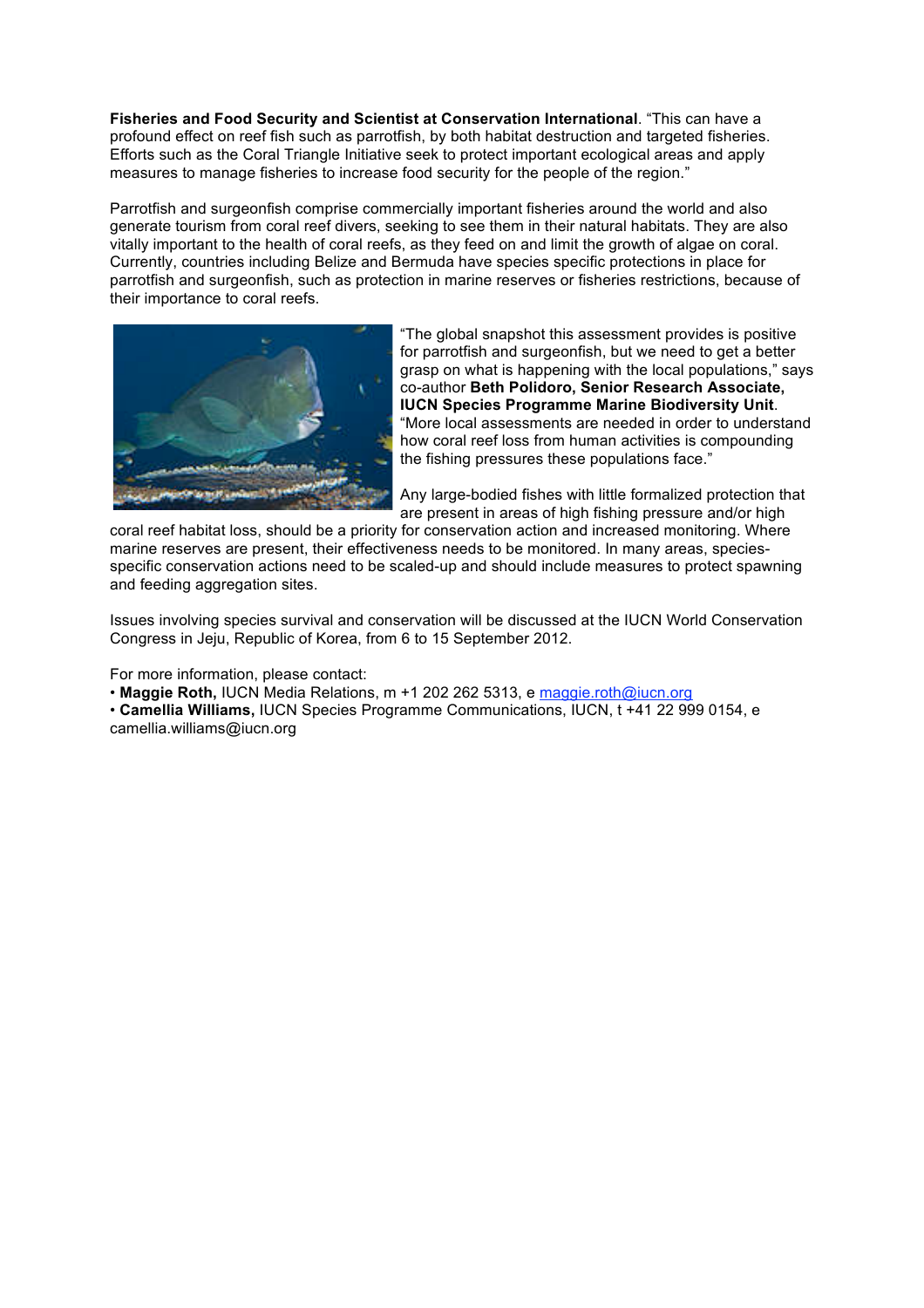**Fisheries and Food Security and Scientist at Conservation International**. "This can have a profound effect on reef fish such as parrotfish, by both habitat destruction and targeted fisheries. Efforts such as the Coral Triangle Initiative seek to protect important ecological areas and apply measures to manage fisheries to increase food security for the people of the region."

Parrotfish and surgeonfish comprise commercially important fisheries around the world and also generate tourism from coral reef divers, seeking to see them in their natural habitats. They are also vitally important to the health of coral reefs, as they feed on and limit the growth of algae on coral. Currently, countries including Belize and Bermuda have species specific protections in place for parrotfish and surgeonfish, such as protection in marine reserves or fisheries restrictions, because of their importance to coral reefs.

"The global snapshot this assessment provides is positive for parrotfish and surgeonfish, but we need to get a better grasp on what is happening with the local populations," says co-author **Beth Polidoro, Senior Research Associate, IUCN Species Programme Marine Biodiversity Unit**. "More local assessments are needed in order to understand how coral reef loss from human activities is compounding the fishing pressures these populations face."

Any large-bodied fishes with little formalized protection that are present in areas of high fishing pressure and/or high coral reef habitat loss, should be a priority for conservation action and increased monitoring. Where marine reserves are present, their effectiveness needs to be monitored. In many areas, species-specific conservation actions need to be scaled-up and should include measures to protect spawning and feeding aggregation sites.

Issues involving species survival and conservation will be discussed at the IUCN World Conservation Congress in Jeju, Republic of Korea, from 6 to 15 September 2012.

For more information, please contact:

- **Maggie Roth,** IUCN Media Relations, m +1 202 262 5313, e maggie.roth@iucn.org
- **Camellia Williams,** IUCN Species Programme Communications, IUCN, t +41 22 999 0154, e camellia.williams@iucn.org